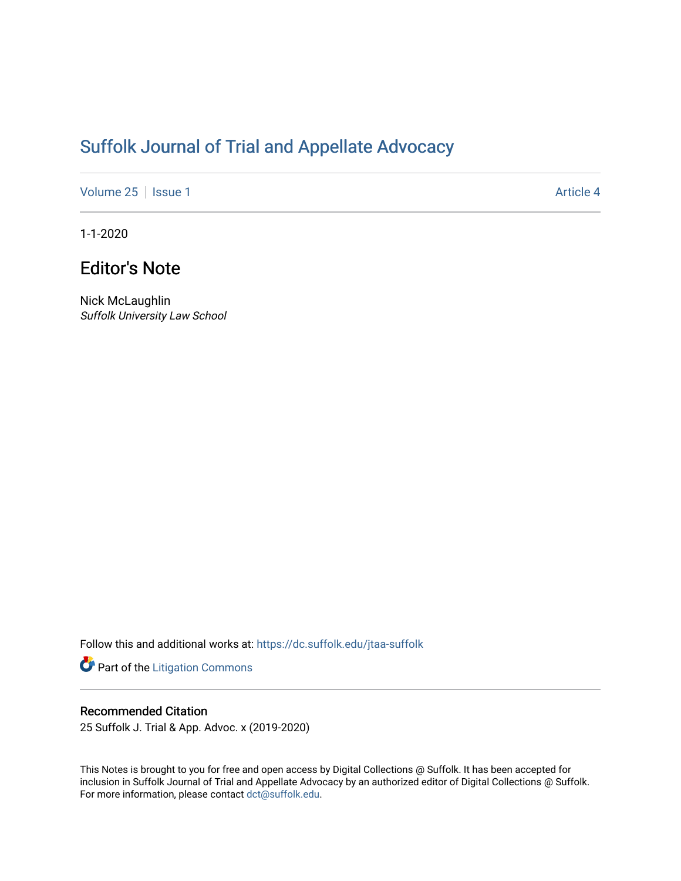# Suffolk Journal of Trial and Appellate Advocacy

Volume 25 | Issue 1 | Article 4

1-1-2020

## Editor's Note

Nick McLaughlin
*Suffolk University Law School*

Follow this and additional works at: https://dc.suffolk.edu/jtaa-suffolk

Part of the Litigation Commons

### Recommended Citation

25 Suffolk J. Trial & App. Advoc. x (2019-2020)

This Notes is brought to you for free and open access by Digital Collections @ Suffolk. It has been accepted for inclusion in Suffolk Journal of Trial and Appellate Advocacy by an authorized editor of Digital Collections @ Suffolk. For more information, please contact dct@suffolk.edu.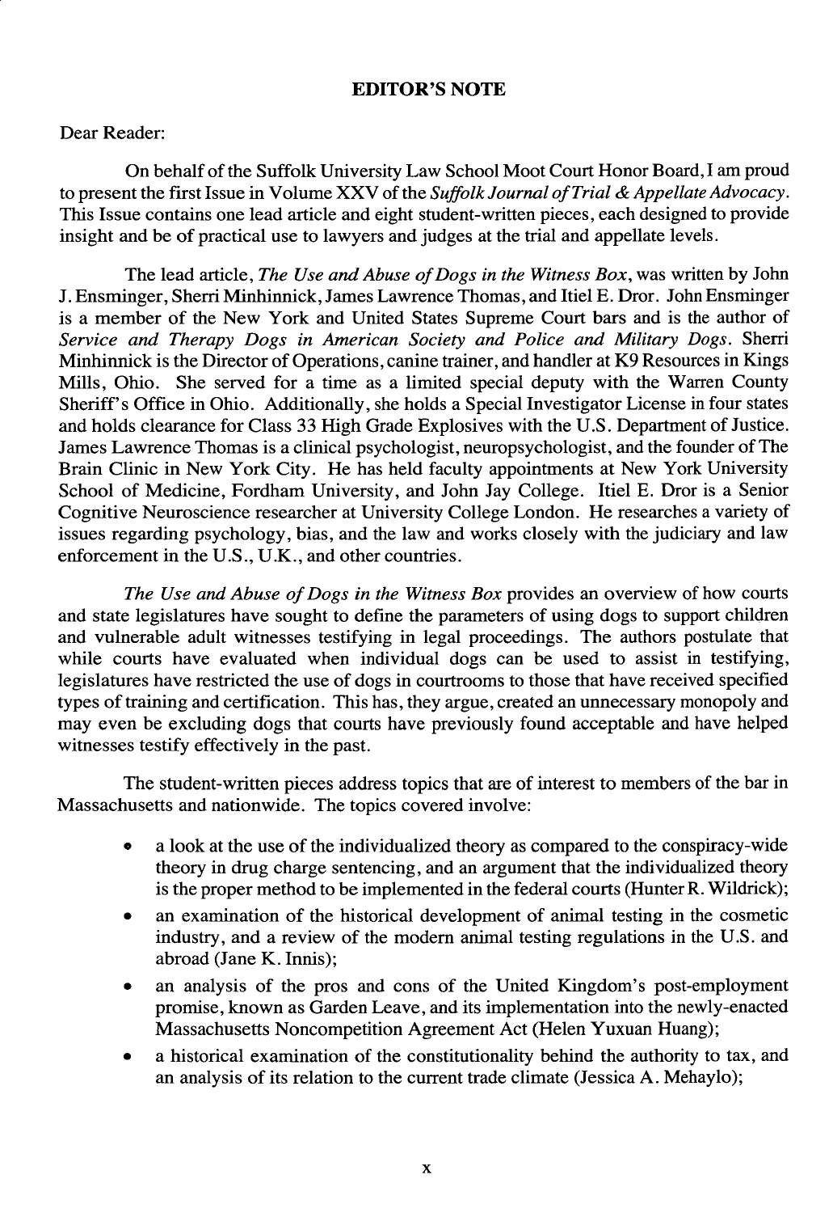## EDITOR'S NOTE

Dear Reader:

On behalf of the Suffolk University Law School Moot Court Honor Board, I am proud to present the first Issue in Volume XXV of the *Suffolk Journal of Trial & Appellate Advocacy*. This Issue contains one lead article and eight student-written pieces, each designed to provide insight and be of practical use to lawyers and judges at the trial and appellate levels.

The lead article, *The Use and Abuse of Dogs in the Witness Box*, was written by John J. Ensminger, Sherri Minhinnick, James Lawrence Thomas, and Itiel E. Dror. John Ensminger is a member of the New York and United States Supreme Court bars and is the author of *Service and Therapy Dogs in American Society and Police and Military Dogs*. Sherri Minhinnick is the Director of Operations, canine trainer, and handler at K9 Resources in Kings Mills, Ohio. She served for a time as a limited special deputy with the Warren County Sheriff's Office in Ohio. Additionally, she holds a Special Investigator License in four states and holds clearance for Class 33 High Grade Explosives with the U.S. Department of Justice. James Lawrence Thomas is a clinical psychologist, neuropsychologist, and the founder of The Brain Clinic in New York City. He has held faculty appointments at New York University School of Medicine, Fordham University, and John Jay College. Itiel E. Dror is a Senior Cognitive Neuroscience researcher at University College London. He researches a variety of issues regarding psychology, bias, and the law and works closely with the judiciary and law enforcement in the U.S., U.K., and other countries.

*The Use and Abuse of Dogs in the Witness Box* provides an overview of how courts and state legislatures have sought to define the parameters of using dogs to support children and vulnerable adult witnesses testifying in legal proceedings. The authors postulate that while courts have evaluated when individual dogs can be used to assist in testifying, legislatures have restricted the use of dogs in courtrooms to those that have received specified types of training and certification. This has, they argue, created an unnecessary monopoly and may even be excluding dogs that courts have previously found acceptable and have helped witnesses testify effectively in the past.

The student-written pieces address topics that are of interest to members of the bar in Massachusetts and nationwide. The topics covered involve:

- a look at the use of the individualized theory as compared to the conspiracy-wide theory in drug charge sentencing, and an argument that the individualized theory is the proper method to be implemented in the federal courts (Hunter R. Wildrick);
- an examination of the historical development of animal testing in the cosmetic industry, and a review of the modern animal testing regulations in the U.S. and abroad (Jane K. Innis);
- an analysis of the pros and cons of the United Kingdom's post-employment promise, known as Garden Leave, and its implementation into the newly-enacted Massachusetts Noncompetition Agreement Act (Helen Yuxuan Huang);
- a historical examination of the constitutionality behind the authority to tax, and an analysis of its relation to the current trade climate (Jessica A. Mehaylo);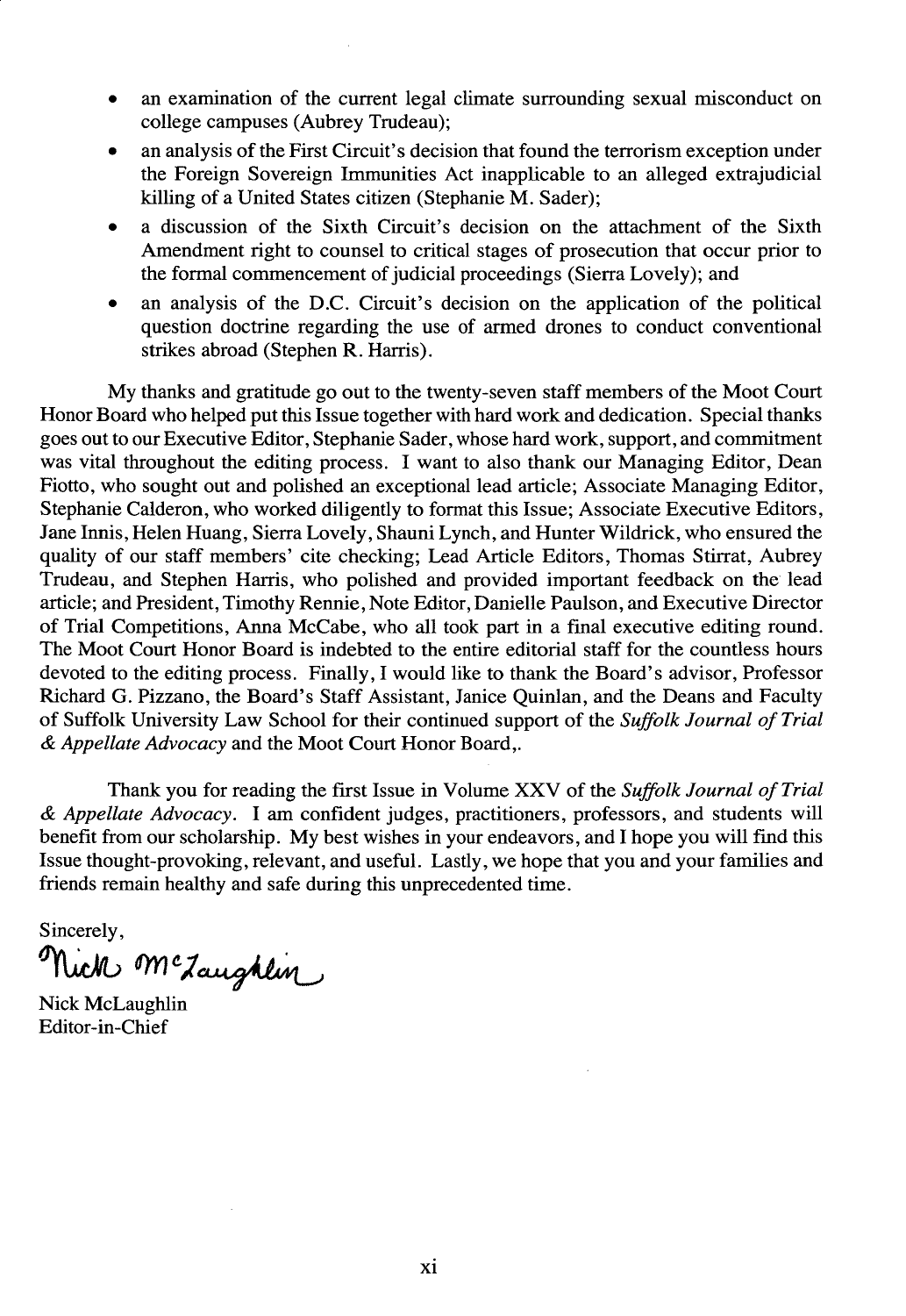- an examination of the current legal climate surrounding sexual misconduct on college campuses (Aubrey Trudeau);
- an analysis of the First Circuit's decision that found the terrorism exception under the Foreign Sovereign Immunities Act inapplicable to an alleged extrajudicial killing of a United States citizen (Stephanie M. Sader);
- a discussion of the Sixth Circuit's decision on the attachment of the Sixth Amendment right to counsel to critical stages of prosecution that occur prior to the formal commencement of judicial proceedings (Sierra Lovely); and
- an analysis of the D.C. Circuit's decision on the application of the political question doctrine regarding the use of armed drones to conduct conventional strikes abroad (Stephen R. Harris).

My thanks and gratitude go out to the twenty-seven staff members of the Moot Court Honor Board who helped put this Issue together with hard work and dedication. Special thanks goes out to our Executive Editor, Stephanie Sader, whose hard work, support, and commitment was vital throughout the editing process. I want to also thank our Managing Editor, Dean Fiotto, who sought out and polished an exceptional lead article; Associate Managing Editor, Stephanie Calderon, who worked diligently to format this Issue; Associate Executive Editors, Jane Innis, Helen Huang, Sierra Lovely, Shauni Lynch, and Hunter Wildrick, who ensured the quality of our staff members' cite checking; Lead Article Editors, Thomas Stirrat, Aubrey Trudeau, and Stephen Harris, who polished and provided important feedback on the lead article; and President, Timothy Rennie, Note Editor, Danielle Paulson, and Executive Director of Trial Competitions, Anna McCabe, who all took part in a final executive editing round. The Moot Court Honor Board is indebted to the entire editorial staff for the countless hours devoted to the editing process. Finally, I would like to thank the Board's advisor, Professor Richard G. Pizzano, the Board's Staff Assistant, Janice Quinlan, and the Deans and Faculty of Suffolk University Law School for their continued support of the *Suffolk Journal of Trial & Appellate Advocacy* and the Moot Court Honor Board,.

Thank you for reading the first Issue in Volume XXV of the *Suffolk Journal of Trial & Appellate Advocacy*. I am confident judges, practitioners, professors, and students will benefit from our scholarship. My best wishes in your endeavors, and I hope you will find this Issue thought-provoking, relevant, and useful. Lastly, we hope that you and your families and friends remain healthy and safe during this unprecedented time.

Sincerely,

Nick McLaughlin

Nick McLaughlin
Editor-in-Chief